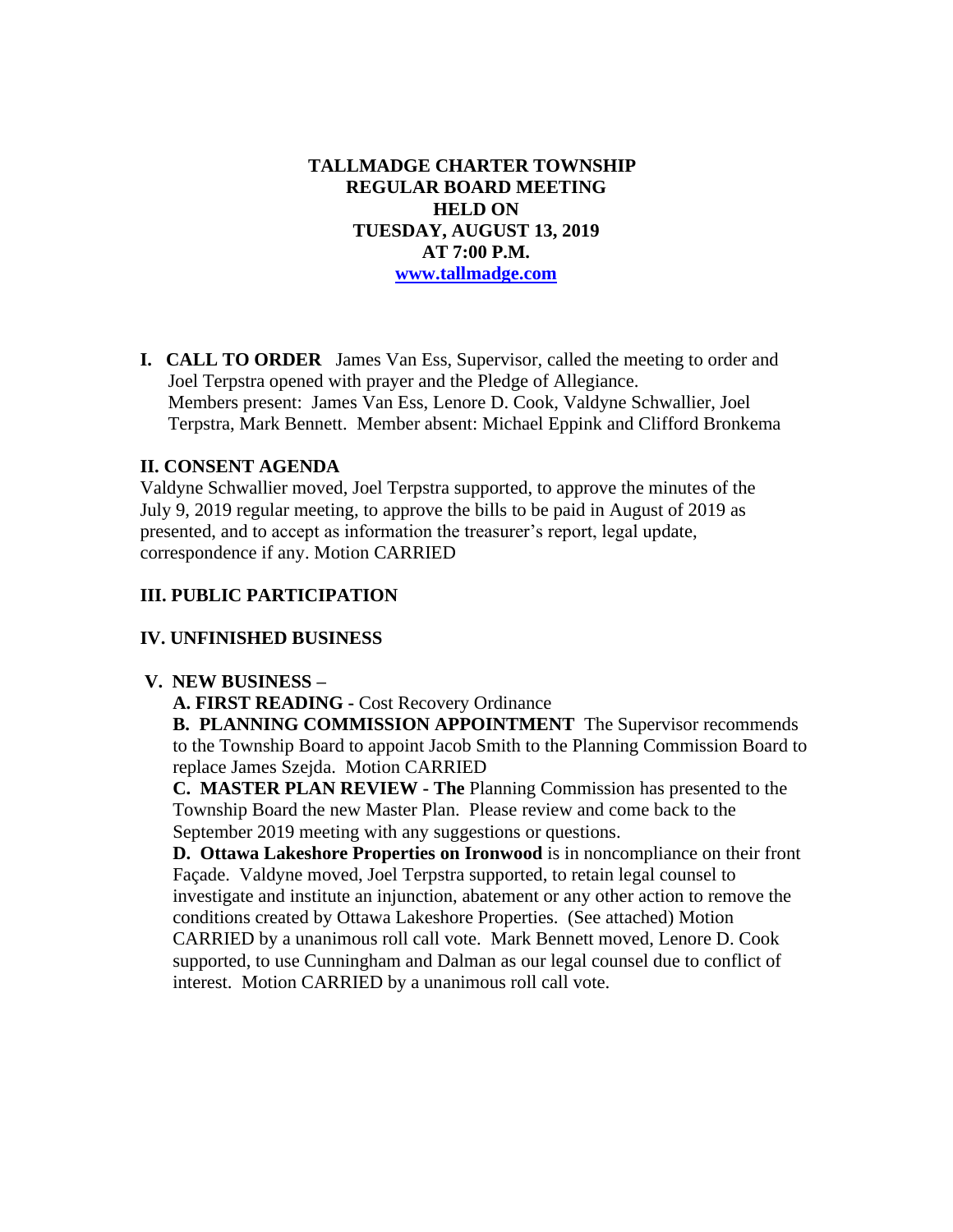# TALLMADGE CHARTER TOWNSHIP
# REGULAR BOARD MEETING
# HELD ON
# TUESDAY, AUGUST 13, 2019
# AT 7:00 P.M.
**www.tallmadge.com**

**I. CALL TO ORDER** James Van Ess, Supervisor, called the meeting to order and Joel Terpstra opened with prayer and the Pledge of Allegiance. Members present: James Van Ess, Lenore D. Cook, Valdyne Schwallier, Joel Terpstra, Mark Bennett. Member absent: Michael Eppink and Clifford Bronkema

## II. CONSENT AGENDA

Valdyne Schwallier moved, Joel Terpstra supported, to approve the minutes of the July 9, 2019 regular meeting, to approve the bills to be paid in August of 2019 as presented, and to accept as information the treasurer's report, legal update, correspondence if any. Motion CARRIED

## III. PUBLIC PARTICIPATION

## IV. UNFINISHED BUSINESS

## V. NEW BUSINESS –

**A. FIRST READING -** Cost Recovery Ordinance

**B. PLANNING COMMISSION APPOINTMENT** The Supervisor recommends to the Township Board to appoint Jacob Smith to the Planning Commission Board to replace James Szejda. Motion CARRIED

**C. MASTER PLAN REVIEW - The** Planning Commission has presented to the Township Board the new Master Plan. Please review and come back to the September 2019 meeting with any suggestions or questions.

**D. Ottawa Lakeshore Properties on Ironwood** is in noncompliance on their front Façade. Valdyne moved, Joel Terpstra supported, to retain legal counsel to investigate and institute an injunction, abatement or any other action to remove the conditions created by Ottawa Lakeshore Properties. (See attached) Motion CARRIED by a unanimous roll call vote. Mark Bennett moved, Lenore D. Cook supported, to use Cunningham and Dalman as our legal counsel due to conflict of interest. Motion CARRIED by a unanimous roll call vote.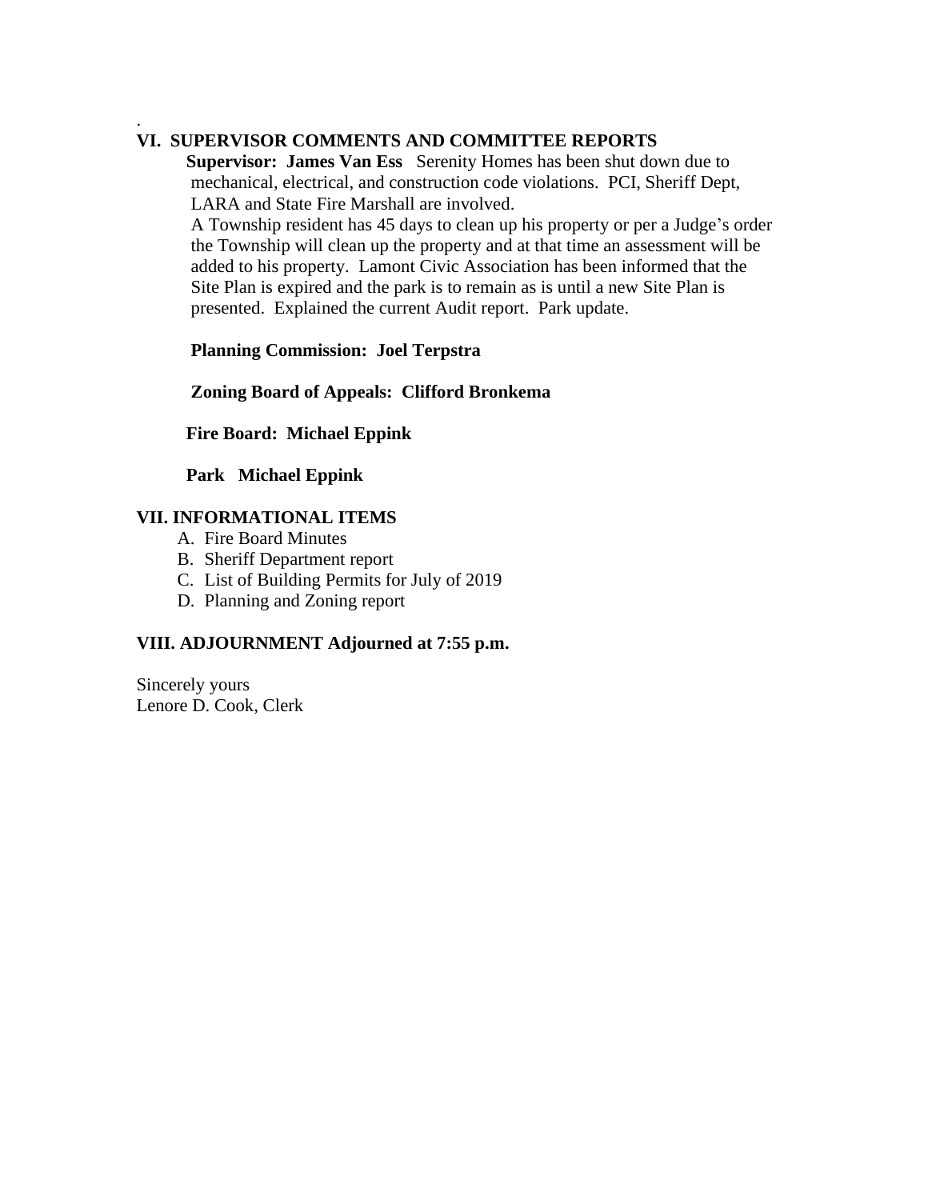.

## VI. SUPERVISOR COMMENTS AND COMMITTEE REPORTS

**Supervisor: James Van Ess** Serenity Homes has been shut down due to mechanical, electrical, and construction code violations. PCI, Sheriff Dept, LARA and State Fire Marshall are involved.

A Township resident has 45 days to clean up his property or per a Judge's order the Township will clean up the property and at that time an assessment will be added to his property. Lamont Civic Association has been informed that the Site Plan is expired and the park is to remain as is until a new Site Plan is presented. Explained the current Audit report. Park update.

**Planning Commission: Joel Terpstra**

**Zoning Board of Appeals: Clifford Bronkema**

**Fire Board: Michael Eppink**

**Park Michael Eppink**

## VII. INFORMATIONAL ITEMS

A. Fire Board Minutes
B. Sheriff Department report
C. List of Building Permits for July of 2019
D. Planning and Zoning report

## VIII. ADJOURNMENT Adjourned at 7:55 p.m.

Sincerely yours
Lenore D. Cook, Clerk